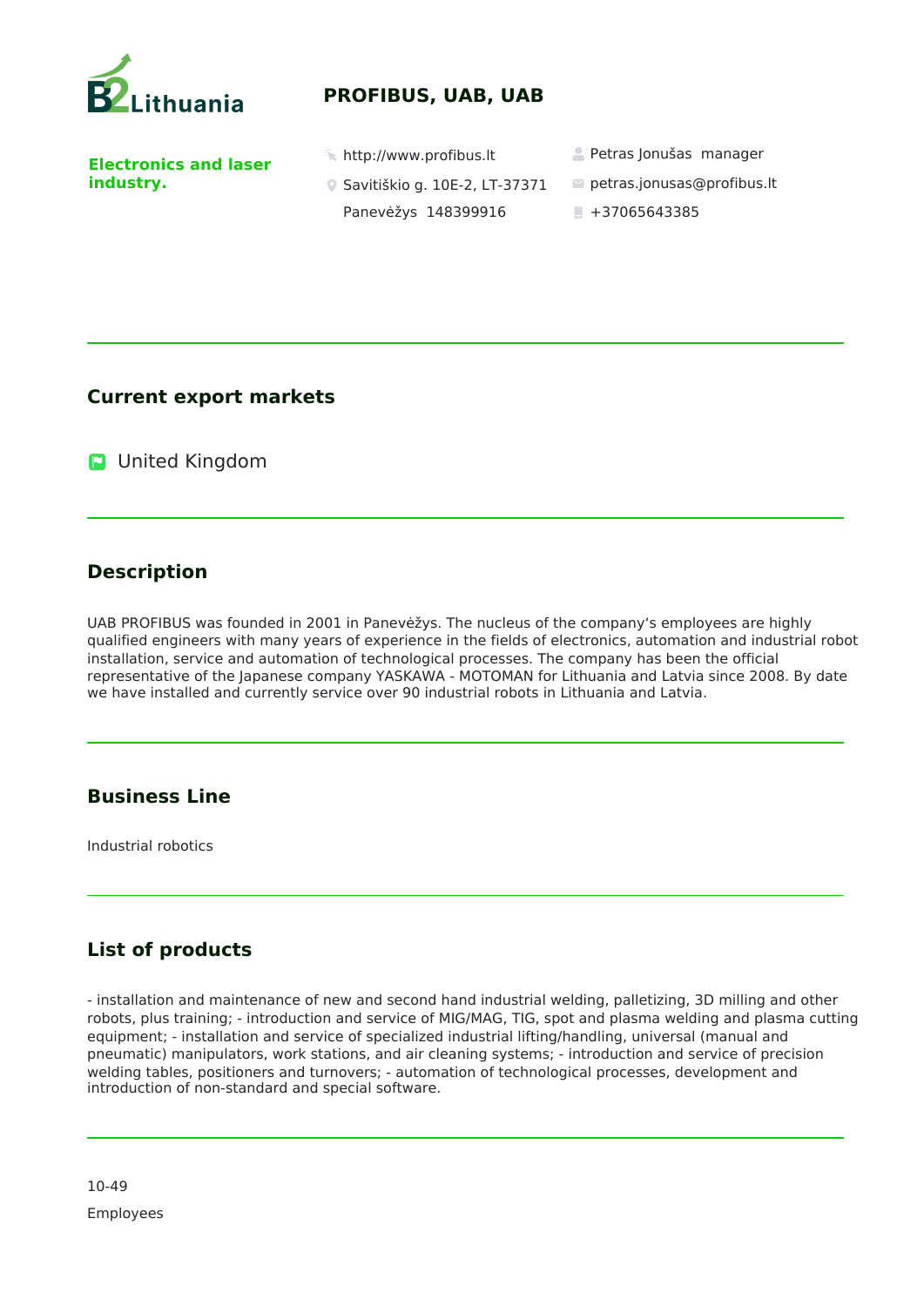# PROFIBUS, UAB, UAB

**Electronics and laser industry.**

http://www.profibus.lt

Savitiškio g. 10E-2, LT-37371 Panevėžys 148399916

Petras Jonušas manager

petras.jonusas@profibus.lt

+37065643385

## Current export markets

United Kingdom

## Description

UAB PROFIBUS was founded in 2001 in Panevėžys. The nucleus of the company's employees are highly qualified engineers with many years of experience in the fields of electronics, automation and industrial robot installation, service and automation of technological processes. The company has been the official representative of the Japanese company YASKAWA - MOTOMAN for Lithuania and Latvia since 2008. By date we have installed and currently service over 90 industrial robots in Lithuania and Latvia.

## Business Line

Industrial robotics

## List of products

- installation and maintenance of new and second hand industrial welding, palletizing, 3D milling and other robots, plus training; - introduction and service of MIG/MAG, TIG, spot and plasma welding and plasma cutting equipment; - installation and service of specialized industrial lifting/handling, universal (manual and pneumatic) manipulators, work stations, and air cleaning systems; - introduction and service of precision welding tables, positioners and turnovers; - automation of technological processes, development and introduction of non-standard and special software.

10-49

Employees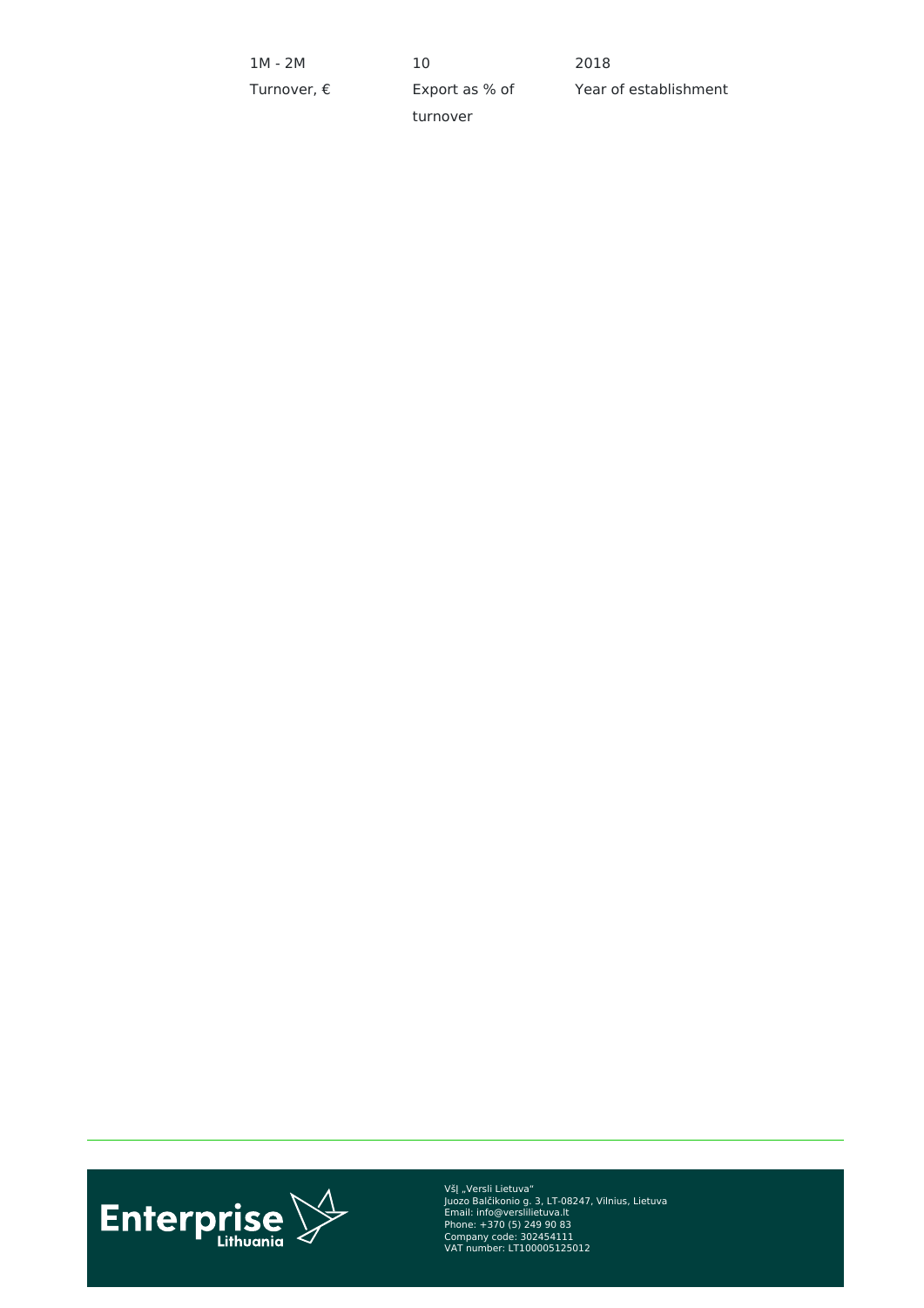| 1M - 2M | 10 | 2018 |
|---|---|---|
| Turnover, € | Export as % of turnover | Year of establishment |